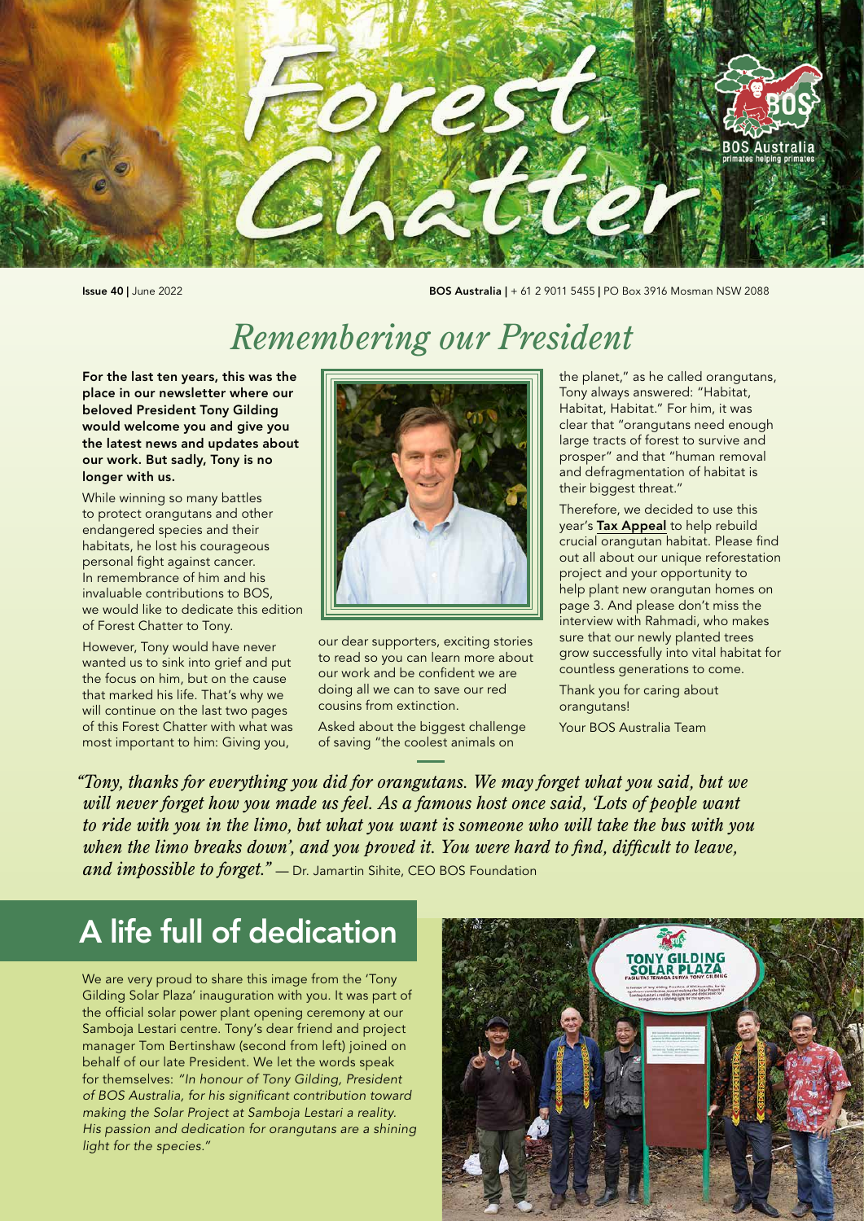# Forest Chatter

Issue 40 | June 2022

BOS Australia | + 61 2 9011 5455 | PO Box 3916 Mosman NSW 2088

## *Remembering our President*

**For the last ten years, this was the place in our newsletter where our beloved President Tony Gilding would welcome you and give you the latest news and updates about our work. But sadly, Tony is no longer with us.**

While winning so many battles to protect orangutans and other endangered species and their habitats, he lost his courageous personal fight against cancer. In remembrance of him and his invaluable contributions to BOS, we would like to dedicate this edition of Forest Chatter to Tony.

However, Tony would have never wanted us to sink into grief and put the focus on him, but on the cause that marked his life. That's why we will continue on the last two pages of this Forest Chatter with what was most important to him: Giving you, our dear supporters, exciting stories to read so you can learn more about our work and be confident we are doing all we can to save our red cousins from extinction.

Asked about the biggest challenge of saving "the coolest animals on the planet," as he called orangutans, Tony always answered: "Habitat, Habitat, Habitat." For him, it was clear that "orangutans need enough large tracts of forest to survive and prosper" and that "human removal and defragmentation of habitat is their biggest threat."

Therefore, we decided to use this year's **Tax Appeal** to help rebuild crucial orangutan habitat. Please find out all about our unique reforestation project and your opportunity to help plant new orangutan homes on page 3. And please don't miss the interview with Rahmadi, who makes sure that our newly planted trees grow successfully into vital habitat for countless generations to come.

Thank you for caring about orangutans!

Your BOS Australia Team

*"Tony, thanks for everything you did for orangutans. We may forget what you said, but we will never forget how you made us feel. As a famous host once said, 'Lots of people want to ride with you in the limo, but what you want is someone who will take the bus with you when the limo breaks down', and you proved it. You were hard to find, difficult to leave, and impossible to forget."* — Dr. Jamartin Sihite, CEO BOS Foundation

## A life full of dedication

We are very proud to share this image from the 'Tony Gilding Solar Plaza' inauguration with you. It was part of the official solar power plant opening ceremony at our Samboja Lestari centre. Tony's dear friend and project manager Tom Bertinshaw (second from left) joined on behalf of our late President. We let the words speak for themselves: *"In honour of Tony Gilding, President of BOS Australia, for his significant contribution toward making the Solar Project at Samboja Lestari a reality. His passion and dedication for orangutans are a shining light for the species."*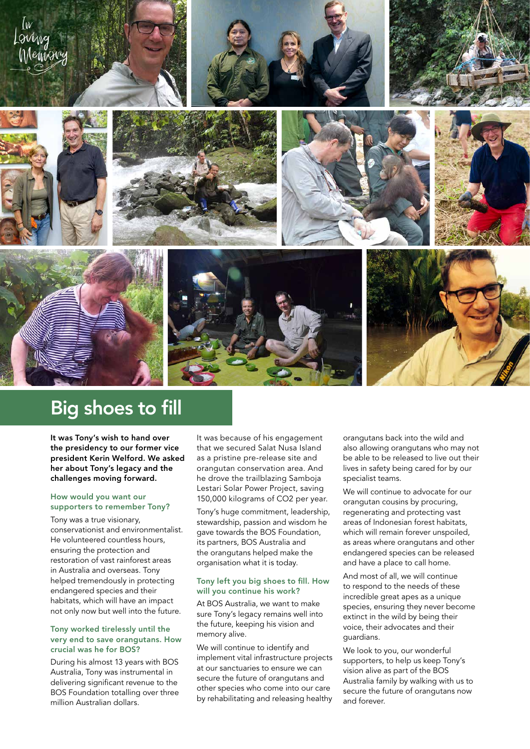*In Loving Memory*

# Big shoes to fill

**It was Tony's wish to hand over the presidency to our former vice president Kerin Welford. We asked her about Tony's legacy and the challenges moving forward.**

### How would you want our supporters to remember Tony?

Tony was a true visionary, conservationist and environmentalist. He volunteered countless hours, ensuring the protection and restoration of vast rainforest areas in Australia and overseas. Tony helped tremendously in protecting endangered species and their habitats, which will have an impact not only now but well into the future.

### Tony worked tirelessly until the very end to save orangutans. How crucial was he for BOS?

During his almost 13 years with BOS Australia, Tony was instrumental in delivering significant revenue to the BOS Foundation totalling over three million Australian dollars.

It was because of his engagement that we secured Salat Nusa Island as a pristine pre-release site and orangutan conservation area. And he drove the trailblazing Samboja Lestari Solar Power Project, saving 150,000 kilograms of $CO_2$ per year.

Tony's huge commitment, leadership, stewardship, passion and wisdom he gave towards the BOS Foundation, its partners, BOS Australia and the orangutans helped make the organisation what it is today.

### Tony left you big shoes to fill. How will you continue his work?

At BOS Australia, we want to make sure Tony's legacy remains well into the future, keeping his vision and memory alive.

We will continue to identify and implement vital infrastructure projects at our sanctuaries to ensure we can secure the future of orangutans and other species who come into our care by rehabilitating and releasing healthy orangutans back into the wild and also allowing orangutans who may not be able to be released to live out their lives in safety being cared for by our specialist teams.

We will continue to advocate for our orangutan cousins by procuring, regenerating and protecting vast areas of Indonesian forest habitats, which will remain forever unspoiled, as areas where orangutans and other endangered species can be released and have a place to call home.

And most of all, we will continue to respond to the needs of these incredible great apes as a unique species, ensuring they never become extinct in the wild by being their voice, their advocates and their guardians.

We look to you, our wonderful supporters, to help us keep Tony's vision alive as part of the BOS Australia family by walking with us to secure the future of orangutans now and forever.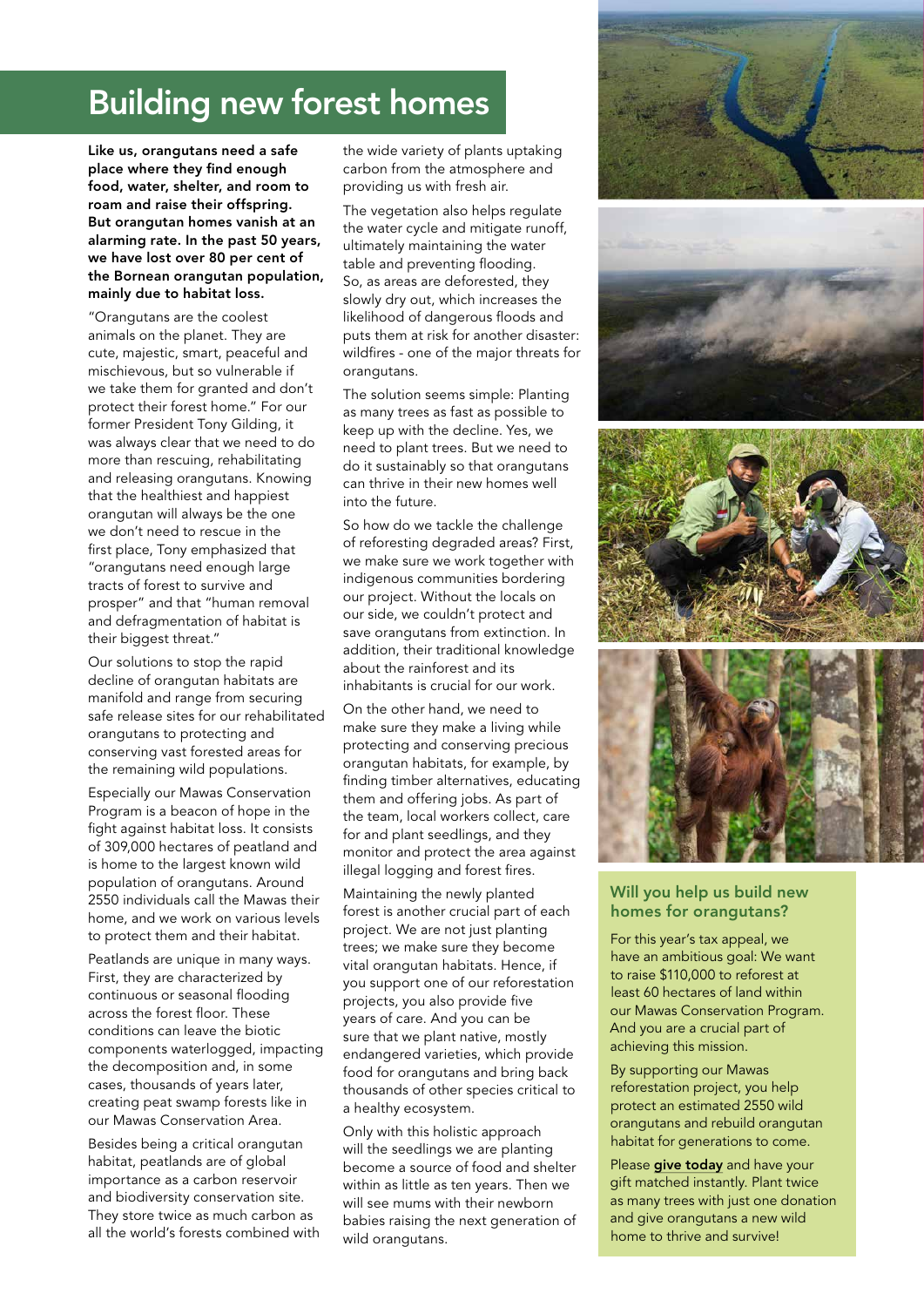# Building new forest homes

**Like us, orangutans need a safe place where they find enough food, water, shelter, and room to roam and raise their offspring. But orangutan homes vanish at an alarming rate. In the past 50 years, we have lost over 80 per cent of the Bornean orangutan population, mainly due to habitat loss.**

"Orangutans are the coolest animals on the planet. They are cute, majestic, smart, peaceful and mischievous, but so vulnerable if we take them for granted and don't protect their forest home." For our former President Tony Gilding, it was always clear that we need to do more than rescuing, rehabilitating and releasing orangutans. Knowing that the healthiest and happiest orangutan will always be the one we don't need to rescue in the first place, Tony emphasized that "orangutans need enough large tracts of forest to survive and prosper" and that "human removal and defragmentation of habitat is their biggest threat."

Our solutions to stop the rapid decline of orangutan habitats are manifold and range from securing safe release sites for our rehabilitated orangutans to protecting and conserving vast forested areas for the remaining wild populations.

Especially our Mawas Conservation Program is a beacon of hope in the fight against habitat loss. It consists of 309,000 hectares of peatland and is home to the largest known wild population of orangutans. Around 2550 individuals call the Mawas their home, and we work on various levels to protect them and their habitat.

Peatlands are unique in many ways. First, they are characterized by continuous or seasonal flooding across the forest floor. These conditions can leave the biotic components waterlogged, impacting the decomposition and, in some cases, thousands of years later, creating peat swamp forests like in our Mawas Conservation Area.

Besides being a critical orangutan habitat, peatlands are of global importance as a carbon reservoir and biodiversity conservation site. They store twice as much carbon as all the world's forests combined with the wide variety of plants uptaking carbon from the atmosphere and providing us with fresh air.

The vegetation also helps regulate the water cycle and mitigate runoff, ultimately maintaining the water table and preventing flooding. So, as areas are deforested, they slowly dry out, which increases the likelihood of dangerous floods and puts them at risk for another disaster: wildfires - one of the major threats for orangutans.

The solution seems simple: Planting as many trees as fast as possible to keep up with the decline. Yes, we need to plant trees. But we need to do it sustainably so that orangutans can thrive in their new homes well into the future.

So how do we tackle the challenge of reforesting degraded areas? First, we make sure we work together with indigenous communities bordering our project. Without the locals on our side, we couldn't protect and save orangutans from extinction. In addition, their traditional knowledge about the rainforest and its inhabitants is crucial for our work.

On the other hand, we need to make sure they make a living while protecting and conserving precious orangutan habitats, for example, by finding timber alternatives, educating them and offering jobs. As part of the team, local workers collect, care for and plant seedlings, and they monitor and protect the area against illegal logging and forest fires.

Maintaining the newly planted forest is another crucial part of each project. We are not just planting trees; we make sure they become vital orangutan habitats. Hence, if you support one of our reforestation projects, you also provide five years of care. And you can be sure that we plant native, mostly endangered varieties, which provide food for orangutans and bring back thousands of other species critical to a healthy ecosystem.

Only with this holistic approach will the seedlings we are planting become a source of food and shelter within as little as ten years. Then we will see mums with their newborn babies raising the next generation of wild orangutans.

### Will you help us build new homes for orangutans?

For this year's tax appeal, we have an ambitious goal: We want to raise $110,000 to reforest at least 60 hectares of land within our Mawas Conservation Program. And you are a crucial part of achieving this mission.

By supporting our Mawas reforestation project, you help protect an estimated 2550 wild orangutans and rebuild orangutan habitat for generations to come.

Please **give today** and have your gift matched instantly. Plant twice as many trees with just one donation and give orangutans a new wild home to thrive and survive!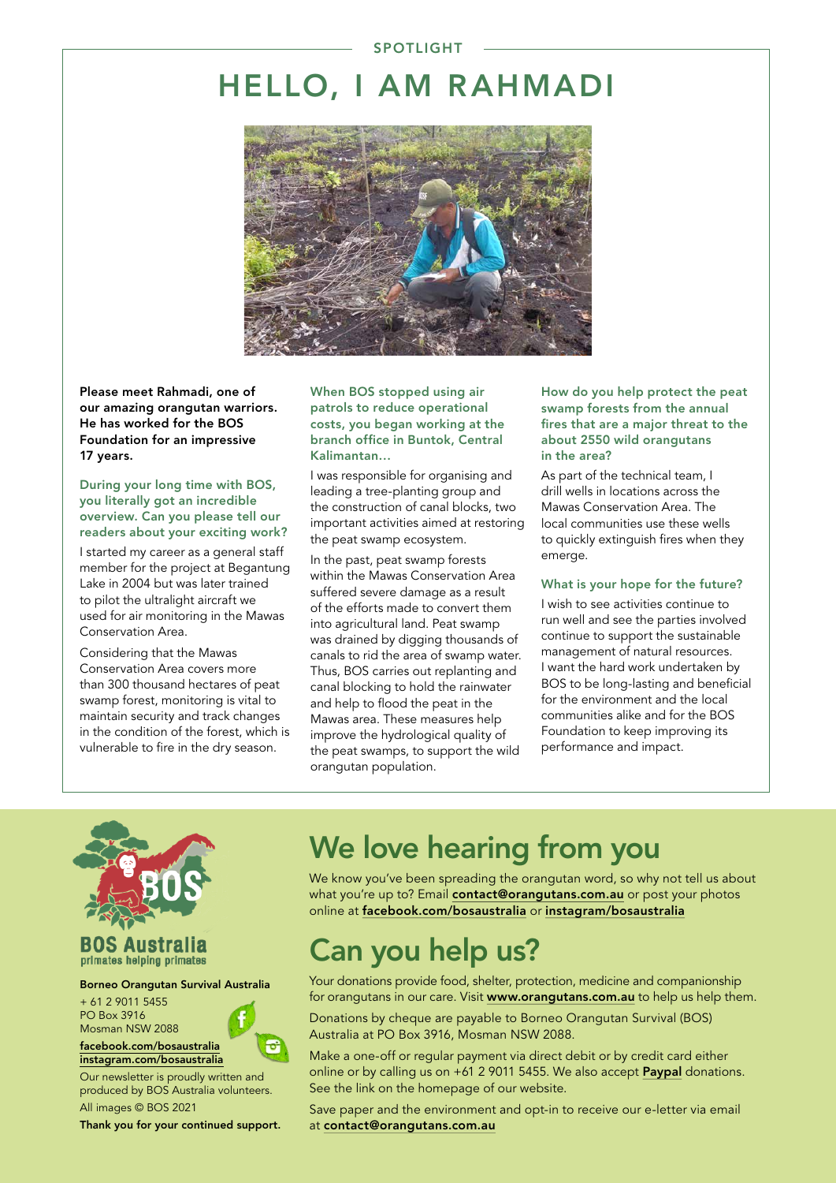SPOTLIGHT

# HELLO, I AM RAHMADI

**Please meet Rahmadi, one of our amazing orangutan warriors. He has worked for the BOS Foundation for an impressive 17 years.**

### During your long time with BOS, you literally got an incredible overview. Can you please tell our readers about your exciting work?

I started my career as a general staff member for the project at Begantung Lake in 2004 but was later trained to pilot the ultralight aircraft we used for air monitoring in the Mawas Conservation Area.

Considering that the Mawas Conservation Area covers more than 300 thousand hectares of peat swamp forest, monitoring is vital to maintain security and track changes in the condition of the forest, which is vulnerable to fire in the dry season.

### When BOS stopped using air patrols to reduce operational costs, you began working at the branch office in Buntok, Central Kalimantan…

I was responsible for organising and leading a tree-planting group and the construction of canal blocks, two important activities aimed at restoring the peat swamp ecosystem.

In the past, peat swamp forests within the Mawas Conservation Area suffered severe damage as a result of the efforts made to convert them into agricultural land. Peat swamp was drained by digging thousands of canals to rid the area of swamp water. Thus, BOS carries out replanting and canal blocking to hold the rainwater and help to flood the peat in the Mawas area. These measures help improve the hydrological quality of the peat swamps, to support the wild orangutan population.

### How do you help protect the peat swamp forests from the annual fires that are a major threat to the about 2550 wild orangutans in the area?

As part of the technical team, I drill wells in locations across the Mawas Conservation Area. The local communities use these wells to quickly extinguish fires when they emerge.

### What is your hope for the future?

I wish to see activities continue to run well and see the parties involved continue to support the sustainable management of natural resources. I want the hard work undertaken by BOS to be long-lasting and beneficial for the environment and the local communities alike and for the BOS Foundation to keep improving its performance and impact.

BOS Australia
primates helping primates

**Borneo Orangutan Survival Australia**
+ 61 2 9011 5455
PO Box 3916
Mosman NSW 2088
**facebook.com/bosaustralia**
**instagram.com/bosaustralia**

Our newsletter is proudly written and produced by BOS Australia volunteers.

All images © BOS 2021

**Thank you for your continued support.**

## We love hearing from you

We know you've been spreading the orangutan word, so why not tell us about what you're up to? Email **contact@orangutans.com.au** or post your photos online at **facebook.com/bosaustralia** or **instagram/bosaustralia**

## Can you help us?

Your donations provide food, shelter, protection, medicine and companionship for orangutans in our care. Visit **www.orangutans.com.au** to help us help them.

Donations by cheque are payable to Borneo Orangutan Survival (BOS) Australia at PO Box 3916, Mosman NSW 2088.

Make a one-off or regular payment via direct debit or by credit card either online or by calling us on +61 2 9011 5455. We also accept **Paypal** donations. See the link on the homepage of our website.

Save paper and the environment and opt-in to receive our e-letter via email at **contact@orangutans.com.au**